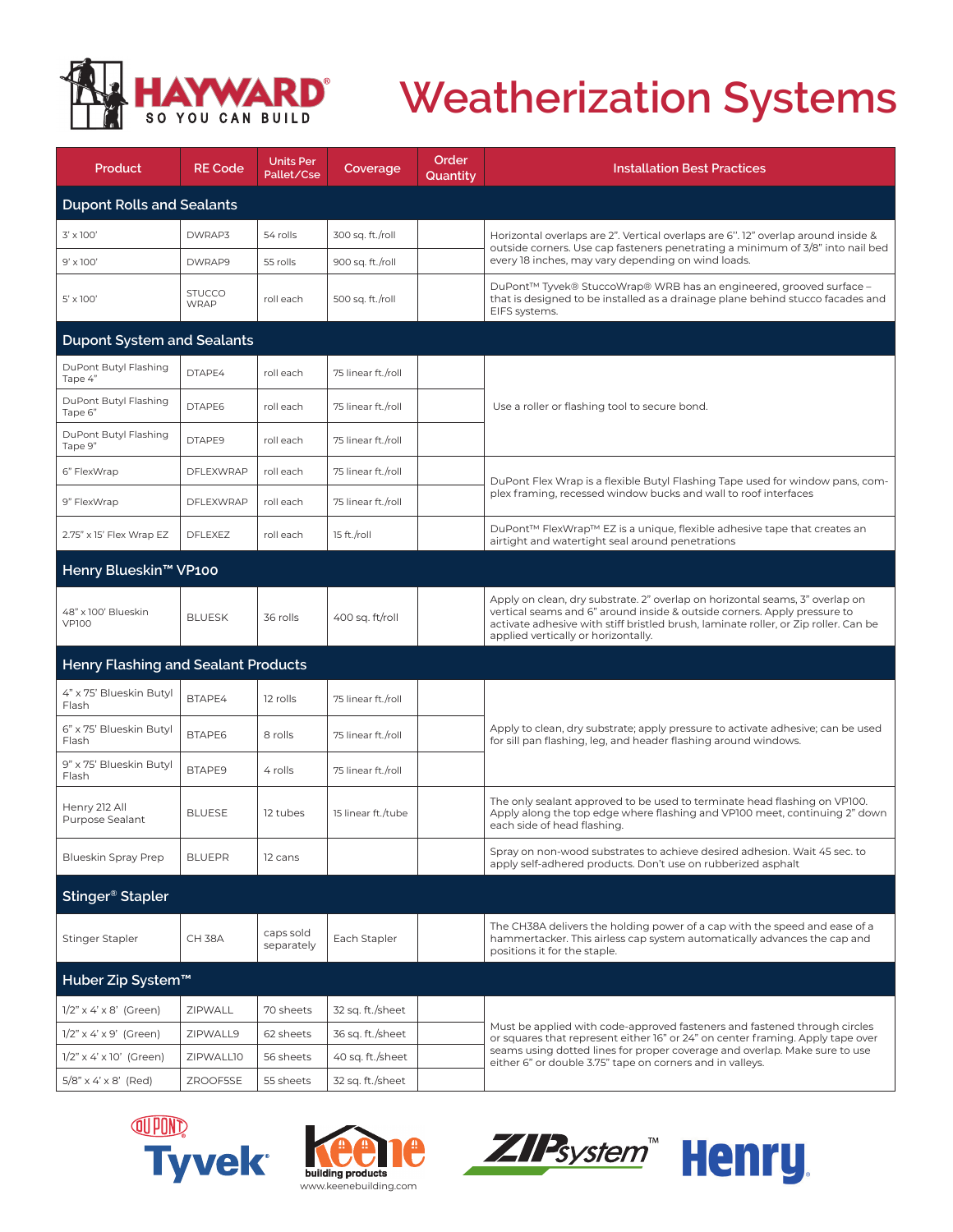# HAYWARD SO YOU CAN BUILD

# Weatherization Systems

| Product | RE Code | Units Per Pallet/Cse | Coverage | Order Quantity | Installation Best Practices |
|---|---|---|---|---|---|
| **Dupont Rolls and Sealants** | | | | | |
| 3' x 100' | DWRAP3 | 54 rolls | 300 sq. ft./roll | | Horizontal overlaps are 2". Vertical overlaps are 6''. 12" overlap around inside & outside corners. Use cap fasteners penetrating a minimum of 3/8" into nail bed every 18 inches, may vary depending on wind loads. |
| 9' x 100' | DWRAP9 | 55 rolls | 900 sq. ft./roll | | |
| 5' x 100' | STUCCO WRAP | roll each | 500 sq. ft./roll | | DuPont™ Tyvek® StuccoWrap® WRB has an engineered, grooved surface – that is designed to be installed as a drainage plane behind stucco facades and EIFS systems. |
| **Dupont System and Sealants** | | | | | |
| DuPont Butyl Flashing Tape 4" | DTAPE4 | roll each | 75 linear ft./roll | | Use a roller or flashing tool to secure bond. |
| DuPont Butyl Flashing Tape 6" | DTAPE6 | roll each | 75 linear ft./roll | | |
| DuPont Butyl Flashing Tape 9" | DTAPE9 | roll each | 75 linear ft./roll | | |
| 6" FlexWrap | DFLEXWRAP | roll each | 75 linear ft./roll | | DuPont Flex Wrap is a flexible Butyl Flashing Tape used for window pans, complex framing, recessed window bucks and wall to roof interfaces |
| 9" FlexWrap | DFLEXWRAP | roll each | 75 linear ft./roll | | |
| 2.75" x 15' Flex Wrap EZ | DFLEXEZ | roll each | 15 ft./roll | | DuPont™ FlexWrap™ EZ is a unique, flexible adhesive tape that creates an airtight and watertight seal around penetrations |
| **Henry Blueskin™ VP100** | | | | | |
| 48" x 100' Blueskin VP100 | BLUESK | 36 rolls | 400 sq. ft/roll | | Apply on clean, dry substrate. 2" overlap on horizontal seams, 3" overlap on vertical seams and 6" around inside & outside corners. Apply pressure to activate adhesive with stiff bristled brush, laminate roller, or Zip roller. Can be applied vertically or horizontally. |
| **Henry Flashing and Sealant Products** | | | | | |
| 4" x 75' Blueskin Butyl Flash | BTAPE4 | 12 rolls | 75 linear ft./roll | | Apply to clean, dry substrate; apply pressure to activate adhesive; can be used for sill pan flashing, leg, and header flashing around windows. |
| 6" x 75' Blueskin Butyl Flash | BTAPE6 | 8 rolls | 75 linear ft./roll | | |
| 9" x 75' Blueskin Butyl Flash | BTAPE9 | 4 rolls | 75 linear ft./roll | | |
| Henry 212 All Purpose Sealant | BLUESE | 12 tubes | 15 linear ft./tube | | The only sealant approved to be used to terminate head flashing on VP100. Apply along the top edge where flashing and VP100 meet, continuing 2" down each side of head flashing. |
| Blueskin Spray Prep | BLUEPR | 12 cans | | | Spray on non-wood substrates to achieve desired adhesion. Wait 45 sec. to apply self-adhered products. Don't use on rubberized asphalt |
| **Stinger® Stapler** | | | | | |
| Stinger Stapler | CH 38A | caps sold separately | Each Stapler | | The CH38A delivers the holding power of a cap with the speed and ease of a hammertacker. This airless cap system automatically advances the cap and positions it for the staple. |
| **Huber Zip System™** | | | | | |
| 1/2" x 4' x 8' (Green) | ZIPWALL | 70 sheets | 32 sq. ft./sheet | | Must be applied with code-approved fasteners and fastened through circles or squares that represent either 16" or 24" on center framing. Apply tape over seams using dotted lines for proper coverage and overlap. Make sure to use either 6" or double 3.75" tape on corners and in valleys. |
| 1/2" x 4' x 9' (Green) | ZIPWALL9 | 62 sheets | 36 sq. ft./sheet | | |
| 1/2" x 4' x 10' (Green) | ZIPWALL10 | 56 sheets | 40 sq. ft./sheet | | |
| 5/8" x 4' x 8' (Red) | ZROOF5SE | 55 sheets | 32 sq. ft./sheet | | |

DuPont Tyvek · keene building products www.keenebuilding.com · ZIP system™ · Henry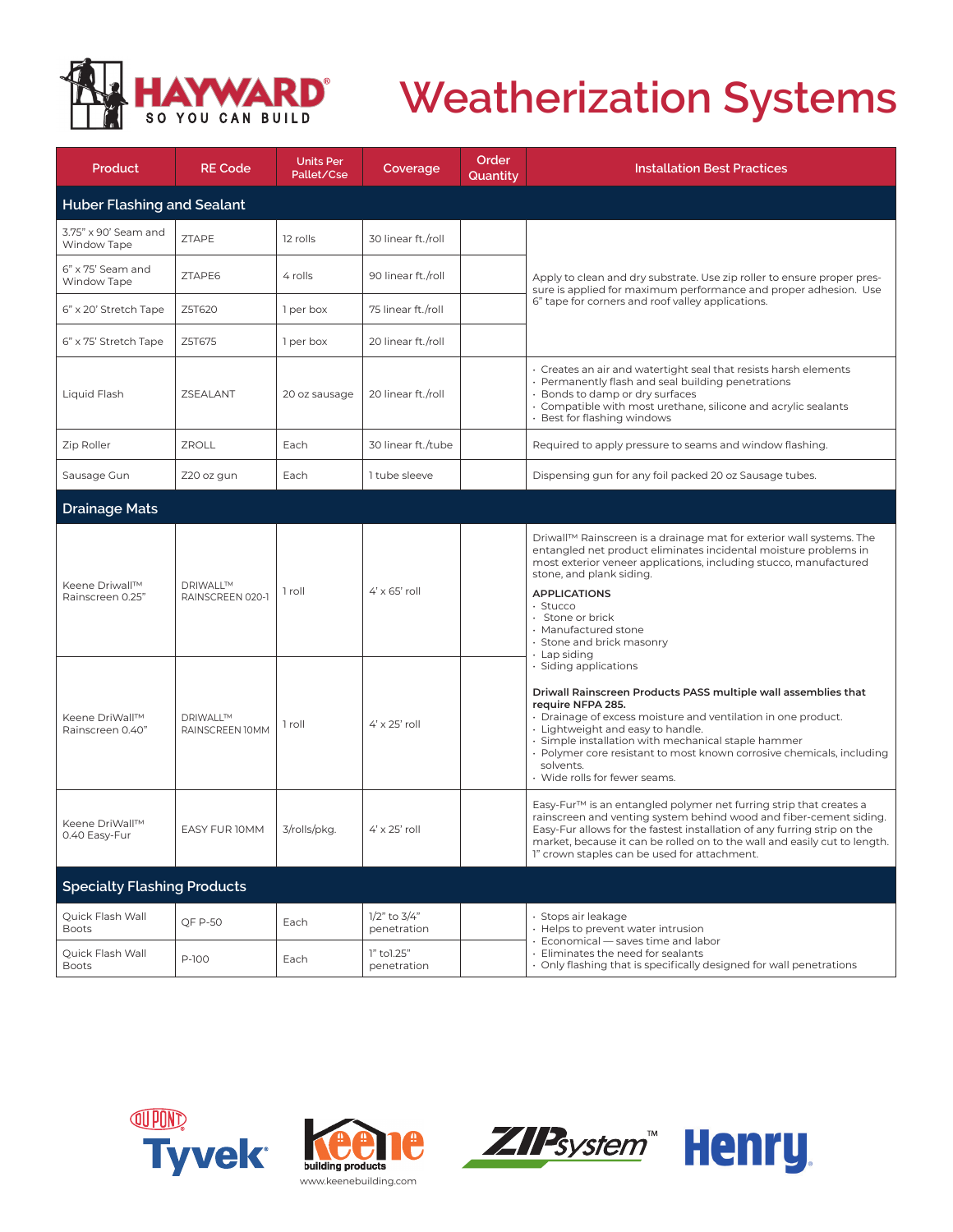# Weatherization Systems

HAYWARD
SO YOU CAN BUILD

| Product | RE Code | Units Per Pallet/Cse | Coverage | Order Quantity | Installation Best Practices |
|---|---|---|---|---|---|
| **Huber Flashing and Sealant** | | | | | |
| 3.75" x 90' Seam and Window Tape | ZTAPE | 12 rolls | 30 linear ft./roll | | Apply to clean and dry substrate. Use zip roller to ensure proper pressure is applied for maximum performance and proper adhesion. Use 6" tape for corners and roof valley applications. |
| 6" x 75' Seam and Window Tape | ZTAPE6 | 4 rolls | 90 linear ft./roll | | |
| 6" x 20' Stretch Tape | ZST620 | 1 per box | 75 linear ft./roll | | |
| 6" x 75' Stretch Tape | ZST675 | 1 per box | 20 linear ft./roll | | |
| Liquid Flash | ZSEALANT | 20 oz sausage | 20 linear ft./roll | | · Creates an air and watertight seal that resists harsh elements<br>· Permanently flash and seal building penetrations<br>· Bonds to damp or dry surfaces<br>· Compatible with most urethane, silicone and acrylic sealants<br>· Best for flashing windows |
| Zip Roller | ZROLL | Each | 30 linear ft./tube | | Required to apply pressure to seams and window flashing. |
| Sausage Gun | Z20 oz gun | Each | 1 tube sleeve | | Dispensing gun for any foil packed 20 oz Sausage tubes. |
| **Drainage Mats** | | | | | |
| Keene Driwall™ Rainscreen 0.25" | DRIWALL™ RAINSCREEN 020-1 | 1 roll | 4' x 65' roll | | Driwall™ Rainscreen is a drainage mat for exterior wall systems. The entangled net product eliminates incidental moisture problems in most exterior veneer applications, including stucco, manufactured stone, and plank siding.<br>**APPLICATIONS**<br>· Stucco<br>· Stone or brick<br>· Manufactured stone<br>· Stone and brick masonry<br>· Lap siding<br>· Siding applications<br>**Driwall Rainscreen Products PASS multiple wall assemblies that require NFPA 285.**<br>· Drainage of excess moisture and ventilation in one product.<br>· Lightweight and easy to handle.<br>· Simple installation with mechanical staple hammer<br>· Polymer core resistant to most known corrosive chemicals, including solvents.<br>· Wide rolls for fewer seams. |
| Keene DriWall™ Rainscreen 0.40" | DRIWALL™ RAINSCREEN 10MM | 1 roll | 4' x 25' roll | | |
| Keene DriWall™ 0.40 Easy-Fur | EASY FUR 10MM | 3/rolls/pkg. | 4' x 25' roll | | Easy-Fur™ is an entangled polymer net furring strip that creates a rainscreen and venting system behind wood and fiber-cement siding. Easy-Fur allows for the fastest installation of any furring strip on the market, because it can be rolled on to the wall and easily cut to length. 1" crown staples can be used for attachment. |
| **Specialty Flashing Products** | | | | | |
| Quick Flash Wall Boots | QF P-50 | Each | 1/2" to 3/4" penetration | | · Stops air leakage<br>· Helps to prevent water intrusion<br>· Economical — saves time and labor<br>· Eliminates the need for sealants<br>· Only flashing that is specifically designed for wall penetrations |
| Quick Flash Wall Boots | P-100 | Each | 1" to1.25" penetration | | |

DUPONT Tyvek · keene building products www.keenebuilding.com · ZIPsystem™ · Henry